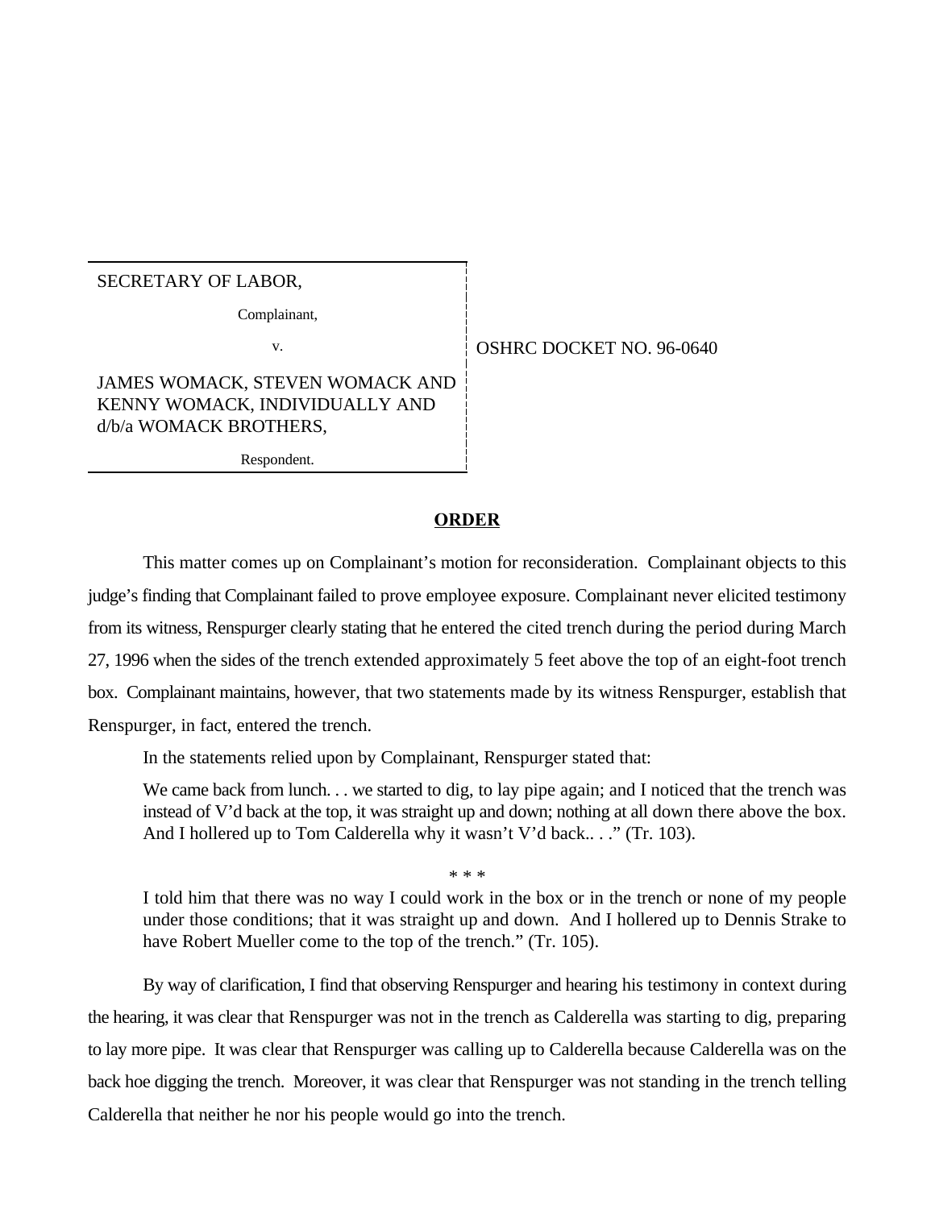SECRETARY OF LABOR,

Complainant,

v.

JAMES WOMACK, STEVEN WOMACK AND KENNY WOMACK, INDIVIDUALLY AND d/b/a WOMACK BROTHERS,

Respondent.

OSHRC DOCKET NO. 96-0640

## ORDER

This matter comes up on Complainant's motion for reconsideration. Complainant objects to this judge's finding that Complainant failed to prove employee exposure. Complainant never elicited testimony from its witness, Renspurger clearly stating that he entered the cited trench during the period during March 27, 1996 when the sides of the trench extended approximately 5 feet above the top of an eight-foot trench box. Complainant maintains, however, that two statements made by its witness Renspurger, establish that Renspurger, in fact, entered the trench.

In the statements relied upon by Complainant, Renspurger stated that:

> We came back from lunch. . . we started to dig, to lay pipe again; and I noticed that the trench was instead of V'd back at the top, it was straight up and down; nothing at all down there above the box. And I hollered up to Tom Calderella why it wasn't V'd back.. . ." (Tr. 103).
>
> * * *
>
> I told him that there was no way I could work in the box or in the trench or none of my people under those conditions; that it was straight up and down. And I hollered up to Dennis Strake to have Robert Mueller come to the top of the trench." (Tr. 105).

By way of clarification, I find that observing Renspurger and hearing his testimony in context during the hearing, it was clear that Renspurger was not in the trench as Calderella was starting to dig, preparing to lay more pipe. It was clear that Renspurger was calling up to Calderella because Calderella was on the back hoe digging the trench. Moreover, it was clear that Renspurger was not standing in the trench telling Calderella that neither he nor his people would go into the trench.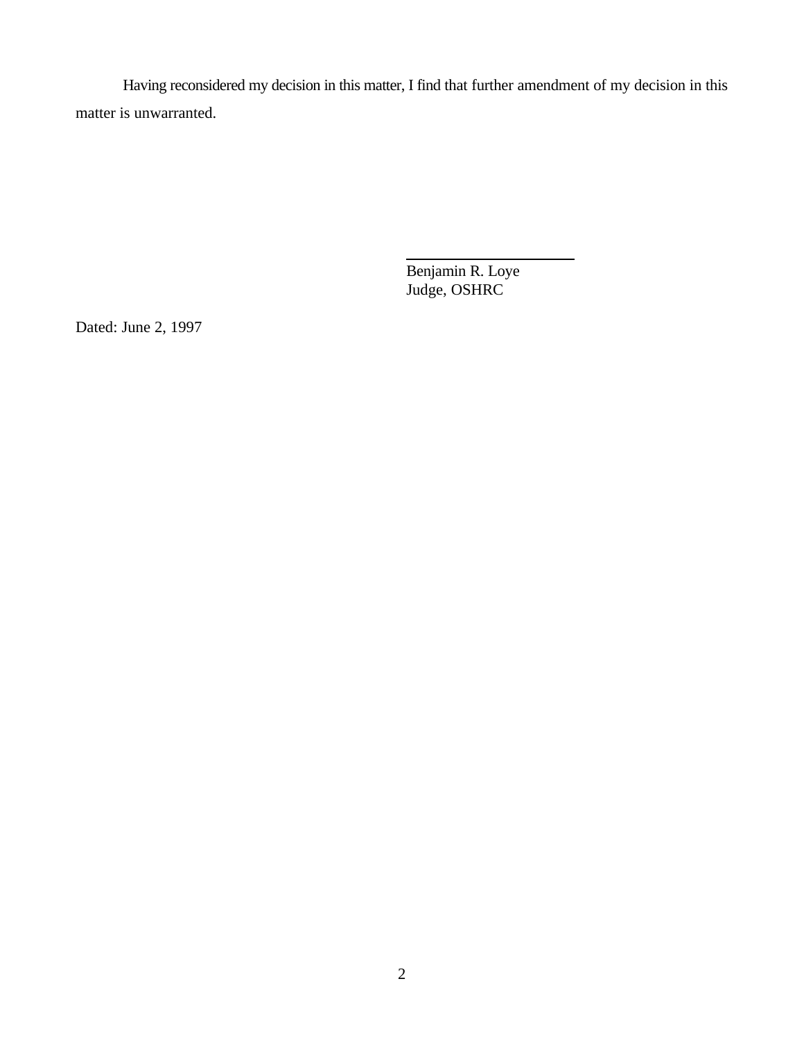Having reconsidered my decision in this matter, I find that further amendment of my decision in this matter is unwarranted.

Benjamin R. Loye
Judge, OSHRC

Dated: June 2, 1997